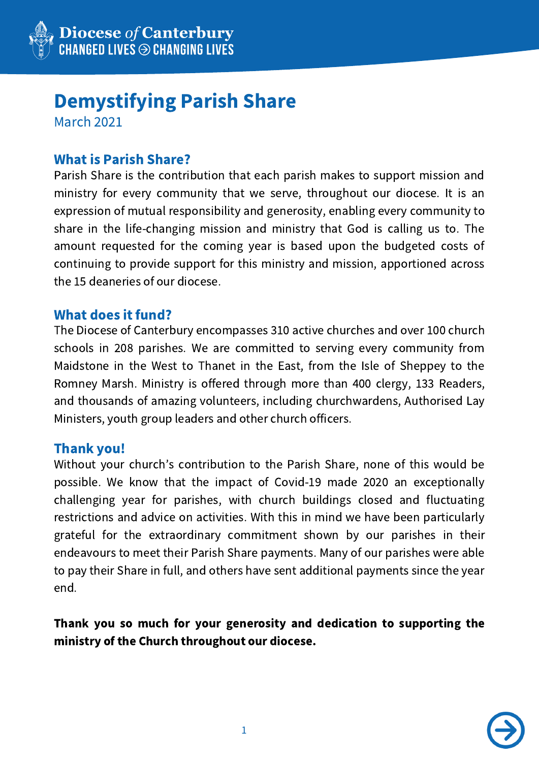Diocese of Canterbury
CHANGED LIVES → CHANGING LIVES

# Demystifying Parish Share

March 2021

## What is Parish Share?

Parish Share is the contribution that each parish makes to support mission and ministry for every community that we serve, throughout our diocese. It is an expression of mutual responsibility and generosity, enabling every community to share in the life-changing mission and ministry that God is calling us to. The amount requested for the coming year is based upon the budgeted costs of continuing to provide support for this ministry and mission, apportioned across the 15 deaneries of our diocese.

## What does it fund?

The Diocese of Canterbury encompasses 310 active churches and over 100 church schools in 208 parishes. We are committed to serving every community from Maidstone in the West to Thanet in the East, from the Isle of Sheppey to the Romney Marsh. Ministry is offered through more than 400 clergy, 133 Readers, and thousands of amazing volunteers, including churchwardens, Authorised Lay Ministers, youth group leaders and other church officers.

## Thank you!

Without your church's contribution to the Parish Share, none of this would be possible. We know that the impact of Covid-19 made 2020 an exceptionally challenging year for parishes, with church buildings closed and fluctuating restrictions and advice on activities. With this in mind we have been particularly grateful for the extraordinary commitment shown by our parishes in their endeavours to meet their Parish Share payments. Many of our parishes were able to pay their Share in full, and others have sent additional payments since the year end.

**Thank you so much for your generosity and dedication to supporting the ministry of the Church throughout our diocese.**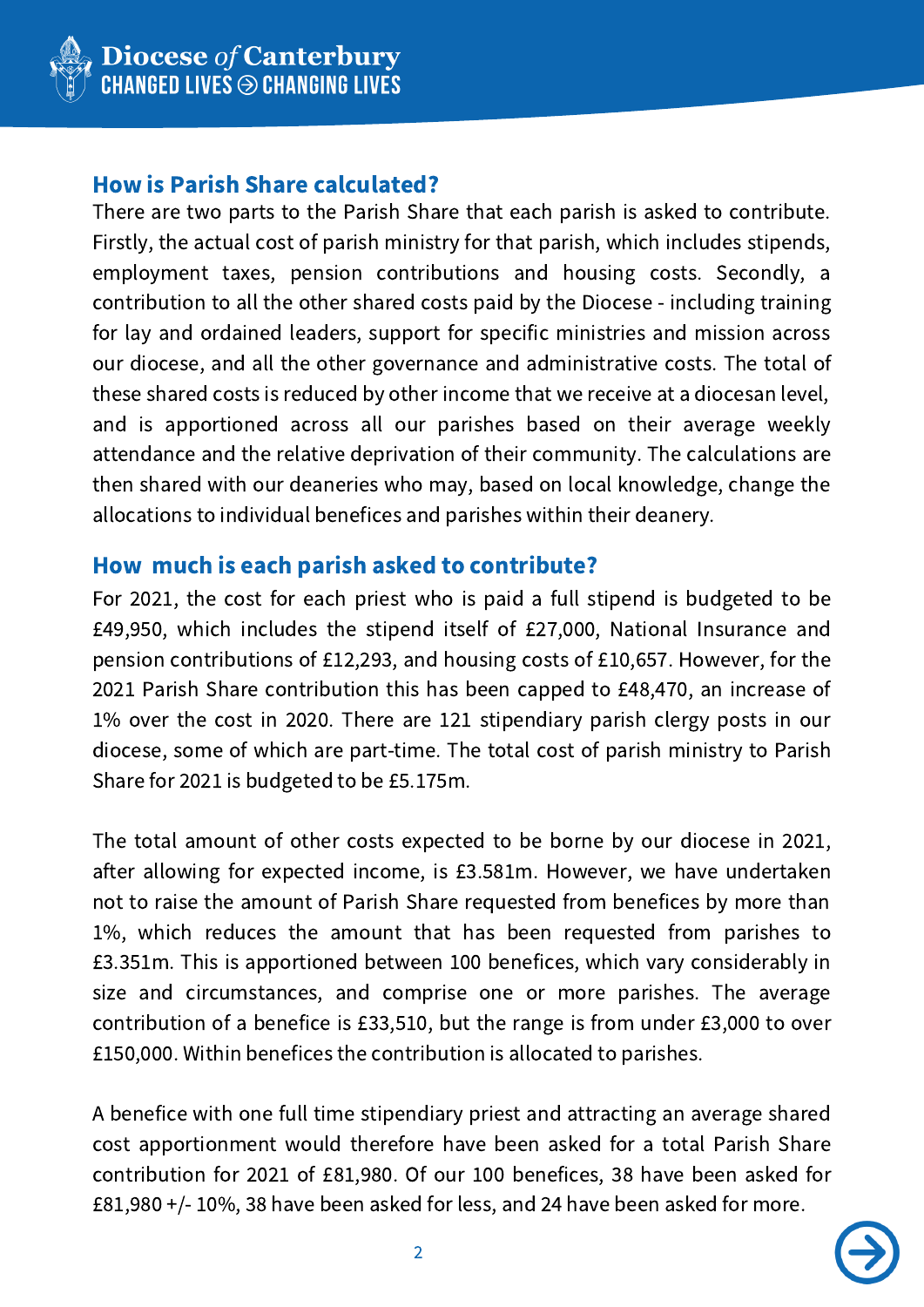## How is Parish Share calculated?

There are two parts to the Parish Share that each parish is asked to contribute. Firstly, the actual cost of parish ministry for that parish, which includes stipends, employment taxes, pension contributions and housing costs. Secondly, a contribution to all the other shared costs paid by the Diocese - including training for lay and ordained leaders, support for specific ministries and mission across our diocese, and all the other governance and administrative costs. The total of these shared costs is reduced by other income that we receive at a diocesan level, and is apportioned across all our parishes based on their average weekly attendance and the relative deprivation of their community. The calculations are then shared with our deaneries who may, based on local knowledge, change the allocations to individual benefices and parishes within their deanery.

## How much is each parish asked to contribute?

For 2021, the cost for each priest who is paid a full stipend is budgeted to be £49,950, which includes the stipend itself of £27,000, National Insurance and pension contributions of £12,293, and housing costs of £10,657. However, for the 2021 Parish Share contribution this has been capped to £48,470, an increase of 1% over the cost in 2020. There are 121 stipendiary parish clergy posts in our diocese, some of which are part-time. The total cost of parish ministry to Parish Share for 2021 is budgeted to be £5.175m.

The total amount of other costs expected to be borne by our diocese in 2021, after allowing for expected income, is £3.581m. However, we have undertaken not to raise the amount of Parish Share requested from benefices by more than 1%, which reduces the amount that has been requested from parishes to £3.351m. This is apportioned between 100 benefices, which vary considerably in size and circumstances, and comprise one or more parishes. The average contribution of a benefice is £33,510, but the range is from under £3,000 to over £150,000. Within benefices the contribution is allocated to parishes.

A benefice with one full time stipendiary priest and attracting an average shared cost apportionment would therefore have been asked for a total Parish Share contribution for 2021 of £81,980. Of our 100 benefices, 38 have been asked for £81,980 +/- 10%, 38 have been asked for less, and 24 have been asked for more.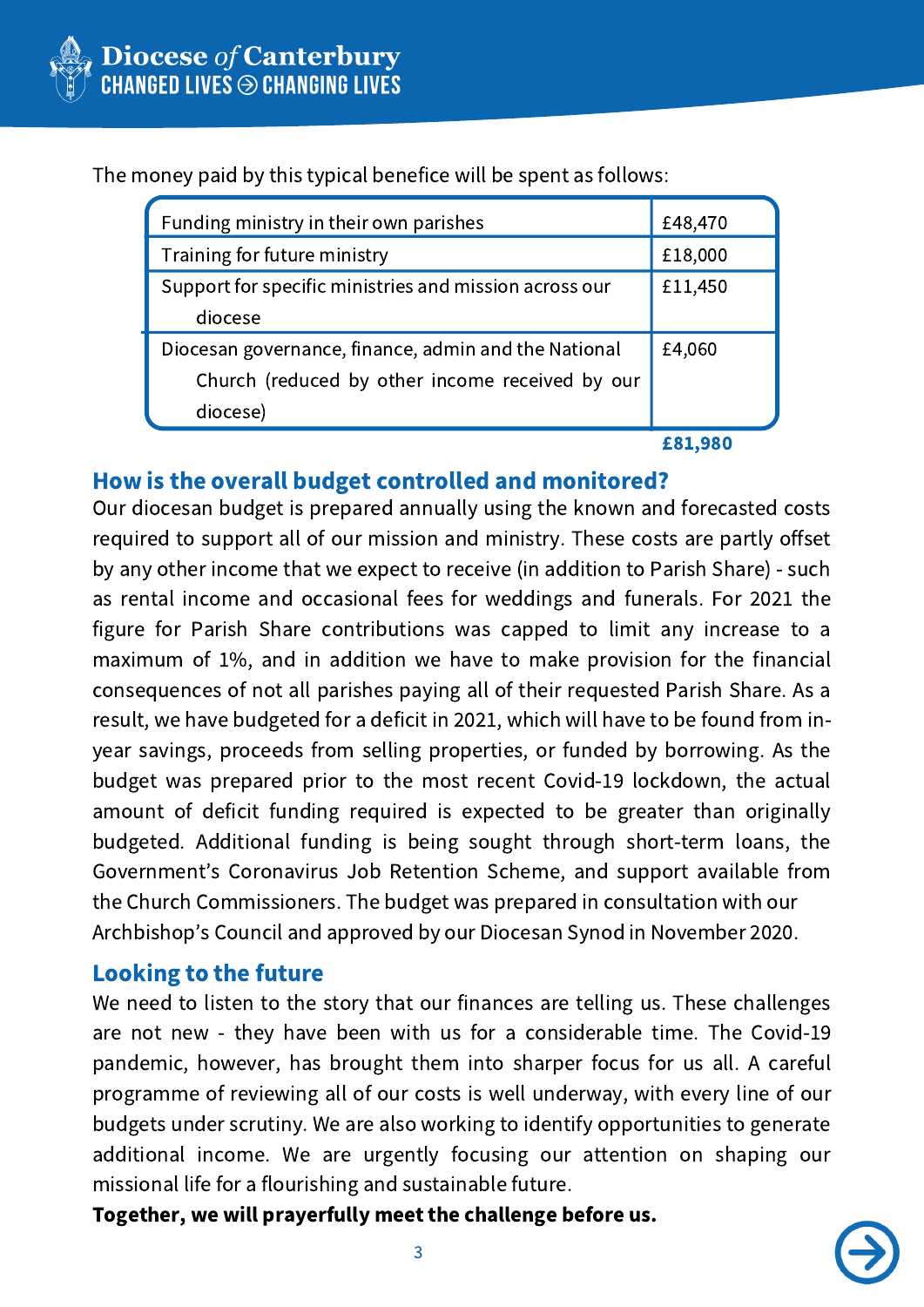The money paid by this typical benefice will be spent as follows:

| | |
|---|---|
| Funding ministry in their own parishes | £48,470 |
| Training for future ministry | £18,000 |
| Support for specific ministries and mission across our diocese | £11,450 |
| Diocesan governance, finance, admin and the National Church (reduced by other income received by our diocese) | £4,060 |
| | **£81,980** |

## How is the overall budget controlled and monitored?

Our diocesan budget is prepared annually using the known and forecasted costs required to support all of our mission and ministry. These costs are partly offset by any other income that we expect to receive (in addition to Parish Share) - such as rental income and occasional fees for weddings and funerals. For 2021 the figure for Parish Share contributions was capped to limit any increase to a maximum of 1%, and in addition we have to make provision for the financial consequences of not all parishes paying all of their requested Parish Share. As a result, we have budgeted for a deficit in 2021, which will have to be found from in-year savings, proceeds from selling properties, or funded by borrowing. As the budget was prepared prior to the most recent Covid-19 lockdown, the actual amount of deficit funding required is expected to be greater than originally budgeted. Additional funding is being sought through short-term loans, the Government's Coronavirus Job Retention Scheme, and support available from the Church Commissioners. The budget was prepared in consultation with our Archbishop's Council and approved by our Diocesan Synod in November 2020.

## Looking to the future

We need to listen to the story that our finances are telling us. These challenges are not new - they have been with us for a considerable time. The Covid-19 pandemic, however, has brought them into sharper focus for us all. A careful programme of reviewing all of our costs is well underway, with every line of our budgets under scrutiny. We are also working to identify opportunities to generate additional income. We are urgently focusing our attention on shaping our missional life for a flourishing and sustainable future.

**Together, we will prayerfully meet the challenge before us.**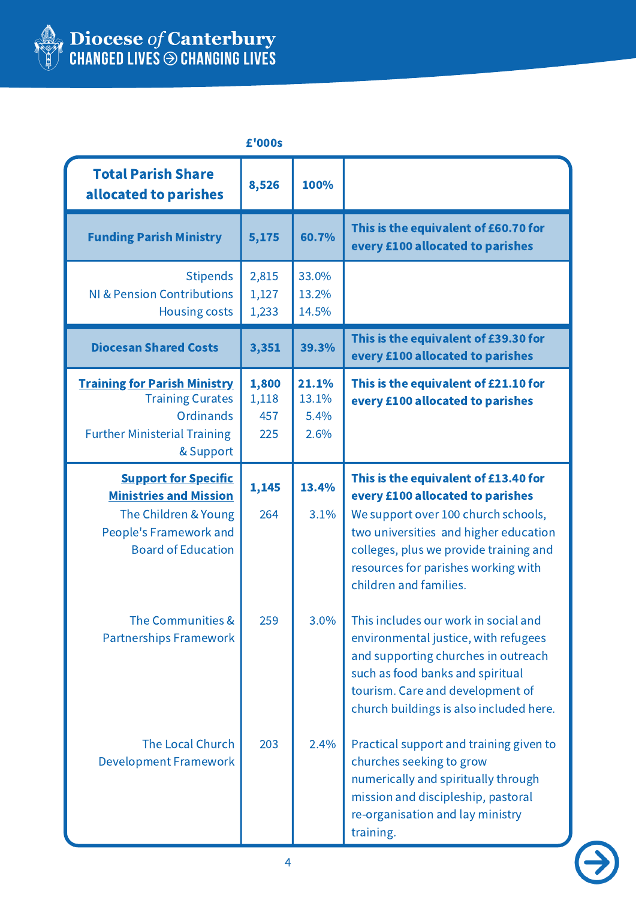**Diocese of Canterbury**
CHANGED LIVES ⊙ CHANGING LIVES

| | £'000s | | |
|---|---|---|---|
| **Total Parish Share allocated to parishes** | **8,526** | **100%** | |
| **Funding Parish Ministry** | **5,175** | **60.7%** | **This is the equivalent of £60.70 for every £100 allocated to parishes** |
| Stipends<br>NI & Pension Contributions<br>Housing costs | 2,815<br>1,127<br>1,233 | 33.0%<br>13.2%<br>14.5% | |
| **Diocesan Shared Costs** | **3,351** | **39.3%** | **This is the equivalent of £39.30 for every £100 allocated to parishes** |
| **Training for Parish Ministry**<br>Training Curates<br>Ordinands<br>Further Ministerial Training & Support | **1,800**<br>1,118<br>457<br>225 | **21.1%**<br>13.1%<br>5.4%<br>2.6% | **This is the equivalent of £21.10 for every £100 allocated to parishes** |
| **Support for Specific Ministries and Mission** | **1,145** | **13.4%** | **This is the equivalent of £13.40 for every £100 allocated to parishes** |
| The Children & Young People's Framework and Board of Education | 264 | 3.1% | We support over 100 church schools, two universities and higher education colleges, plus we provide training and resources for parishes working with children and families. |
| The Communities & Partnerships Framework | 259 | 3.0% | This includes our work in social and environmental justice, with refugees and supporting churches in outreach such as food banks and spiritual tourism. Care and development of church buildings is also included here. |
| The Local Church Development Framework | 203 | 2.4% | Practical support and training given to churches seeking to grow numerically and spiritually through mission and discipleship, pastoral re-organisation and lay ministry training. |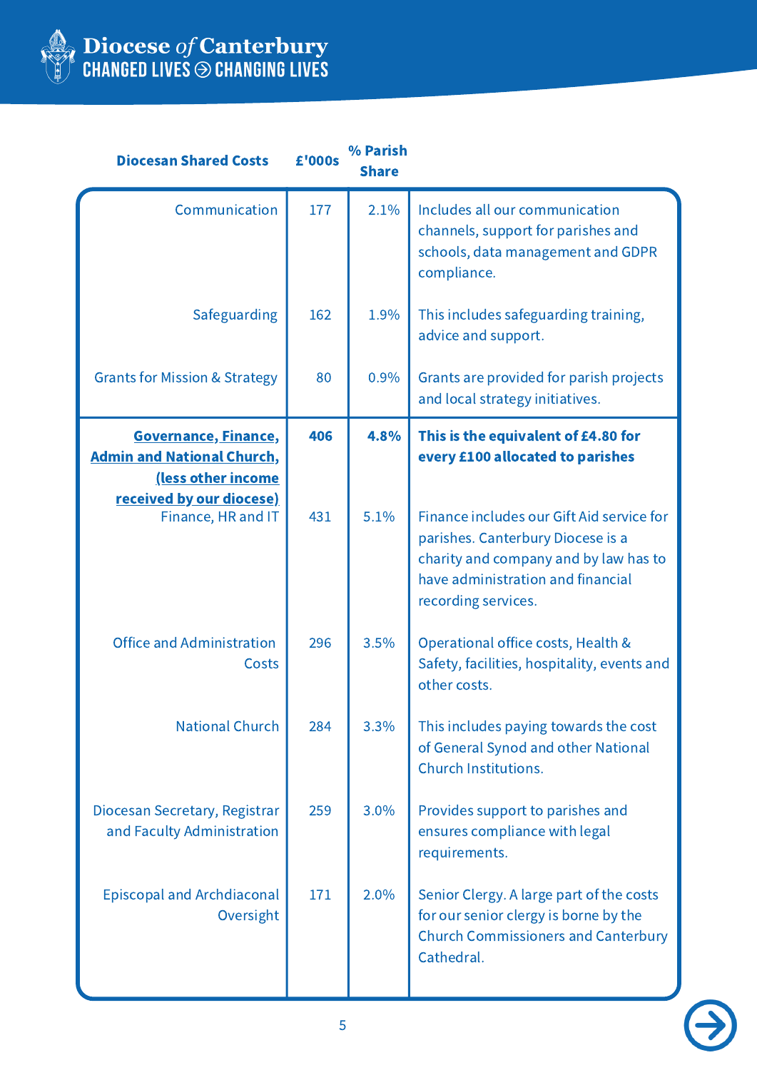| Diocesan Shared Costs | £'000s | % Parish Share | |
|---|---|---|---|
| Communication | 177 | 2.1% | Includes all our communication channels, support for parishes and schools, data management and GDPR compliance. |
| Safeguarding | 162 | 1.9% | This includes safeguarding training, advice and support. |
| Grants for Mission & Strategy | 80 | 0.9% | Grants are provided for parish projects and local strategy initiatives. |
| **Governance, Finance, Admin and National Church, (less other income received by our diocese)** | **406** | **4.8%** | **This is the equivalent of £4.80 for every £100 allocated to parishes** |
| Finance, HR and IT | 431 | 5.1% | Finance includes our Gift Aid service for parishes. Canterbury Diocese is a charity and company and by law has to have administration and financial recording services. |
| Office and Administration Costs | 296 | 3.5% | Operational office costs, Health & Safety, facilities, hospitality, events and other costs. |
| National Church | 284 | 3.3% | This includes paying towards the cost of General Synod and other National Church Institutions. |
| Diocesan Secretary, Registrar and Faculty Administration | 259 | 3.0% | Provides support to parishes and ensures compliance with legal requirements. |
| Episcopal and Archdiaconal Oversight | 171 | 2.0% | Senior Clergy. A large part of the costs for our senior clergy is borne by the Church Commissioners and Canterbury Cathedral. |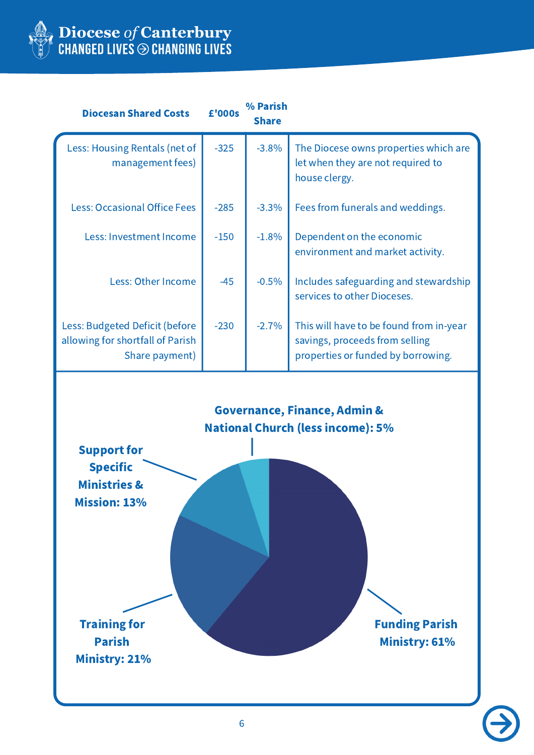| Diocesan Shared Costs | £'000s | % Parish Share | |
|---|---|---|---|
| Less: Housing Rentals (net of management fees) | -325 | -3.8% | The Diocese owns properties which are let when they are not required to house clergy. |
| Less: Occasional Office Fees | -285 | -3.3% | Fees from funerals and weddings. |
| Less: Investment Income | -150 | -1.8% | Dependent on the economic environment and market activity. |
| Less: Other Income | -45 | -0.5% | Includes safeguarding and stewardship services to other Dioceses. |
| Less: Budgeted Deficit (before allowing for shortfall of Parish Share payment) | -230 | -2.7% | This will have to be found from in-year savings, proceeds from selling properties or funded by borrowing. |

Governance, Finance, Admin & National Church (less income): 5%

Support for Specific Ministries & Mission: 13%

Training for Parish Ministry: 21%

Funding Parish Ministry: 61%